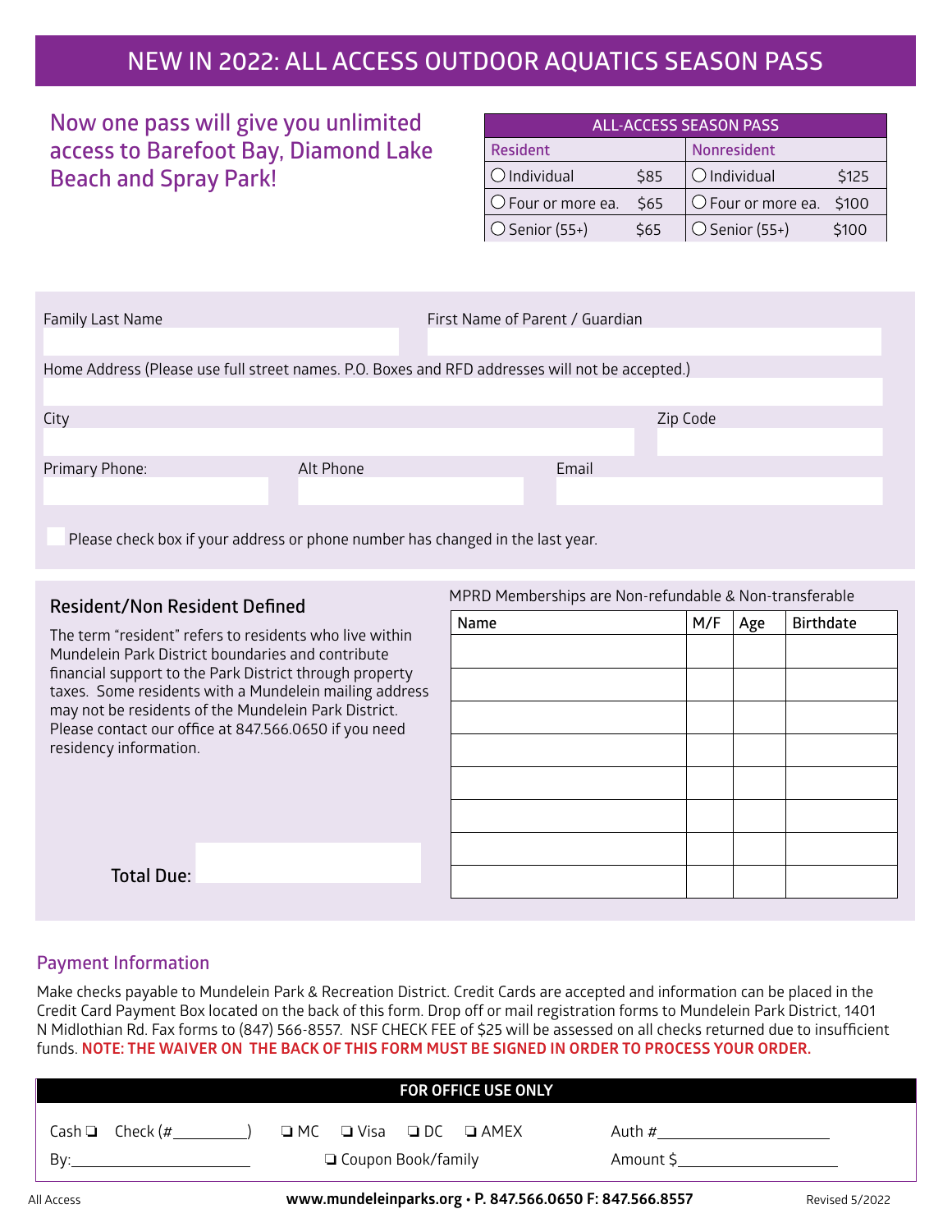# NEW IN 2022: ALL ACCESS OUTDOOR AQUATICS SEASON PASS

## Now one pass will give you unlimited access to Barefoot Bay, Diamond Lake Beach and Spray Park!

| ALL-ACCESS SEASON PASS | | | |
|---|---|---|---|
| Resident | | Nonresident | |
| ○ Individual | $85 | ○ Individual | $125 |
| ○ Four or more ea. | $65 | ○ Four or more ea. | $100 |
| ○ Senior (55+) | $65 | ○ Senior (55+) | $100 |

Family Last Name

First Name of Parent / Guardian

Home Address (Please use full street names. P.O. Boxes and RFD addresses will not be accepted.)

City

Zip Code

Primary Phone:

Alt Phone

Email

☐ Please check box if your address or phone number has changed in the last year.

### Resident/Non Resident Defined

The term "resident" refers to residents who live within Mundelein Park District boundaries and contribute financial support to the Park District through property taxes. Some residents with a Mundelein mailing address may not be residents of the Mundelein Park District. Please contact our office at 847.566.0650 if you need residency information.

**Total Due:**

MPRD Memberships are Non-refundable & Non-transferable

| Name | M/F | Age | Birthdate |
|---|---|---|---|
| | | | |
| | | | |
| | | | |
| | | | |
| | | | |
| | | | |
| | | | |
| | | | |

## Payment Information

Make checks payable to Mundelein Park & Recreation District. Credit Cards are accepted and information can be placed in the Credit Card Payment Box located on the back of this form. Drop off or mail registration forms to Mundelein Park District, 1401 N Midlothian Rd. Fax forms to (847) 566-8557. NSF CHECK FEE of $25 will be assessed on all checks returned due to insufficient funds. **NOTE: THE WAIVER ON THE BACK OF THIS FORM MUST BE SIGNED IN ORDER TO PROCESS YOUR ORDER.**

**FOR OFFICE USE ONLY**

Cash ☐ Check (#\_\_\_\_\_\_\_\_\_\_) ☐ MC ☐ Visa ☐ DC ☐ AMEX Auth #\_\_\_\_\_\_\_\_\_\_\_\_\_\_\_\_\_\_\_\_

By:\_\_\_\_\_\_\_\_\_\_\_\_\_\_\_\_\_\_\_\_ ☐ Coupon Book/family Amount $\_\_\_\_\_\_\_\_\_\_\_\_\_\_\_\_\_\_\_\_

All Access **www.mundeleinparks.org • P. 847.566.0650 F: 847.566.8557** Revised 5/2022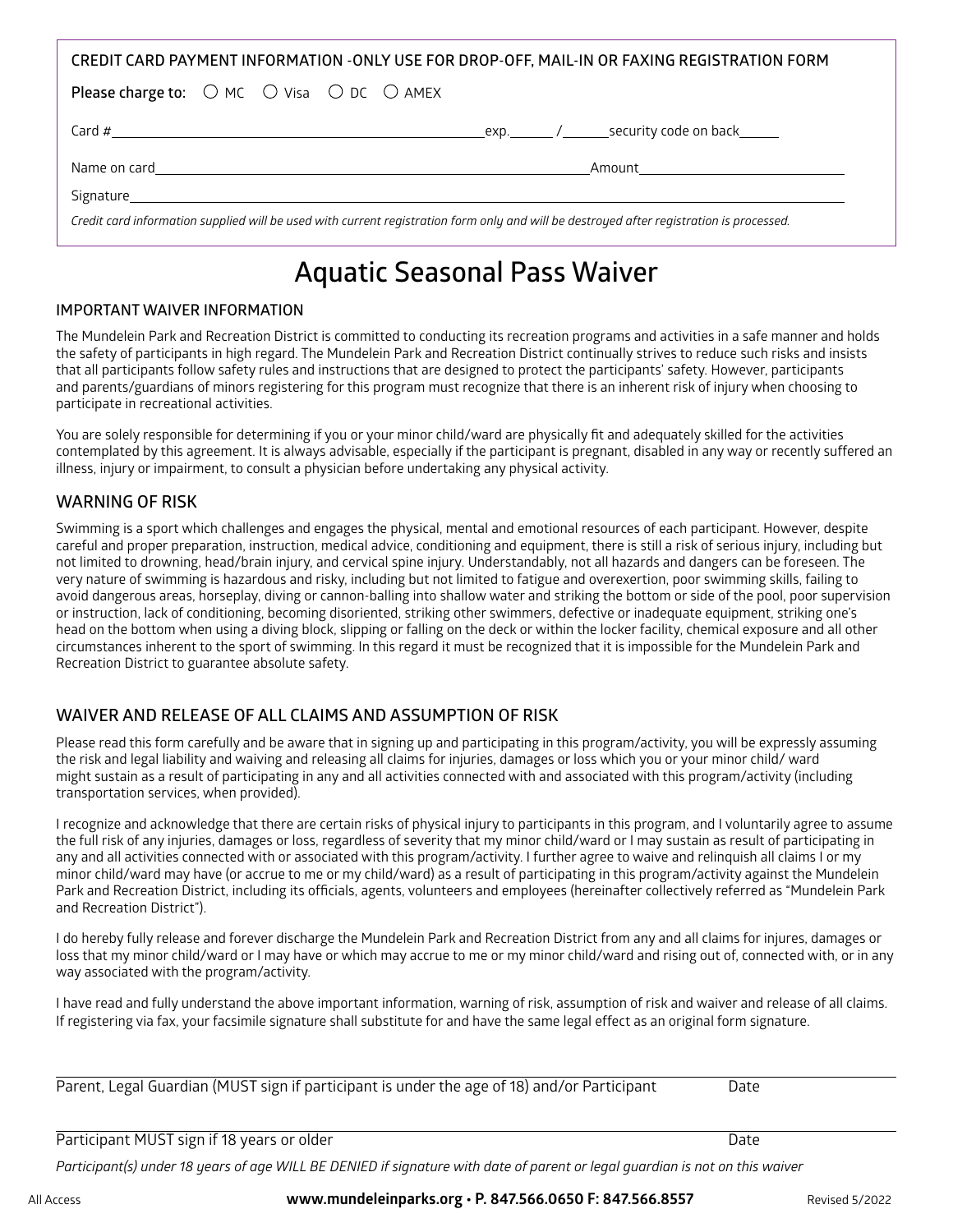CREDIT CARD PAYMENT INFORMATION -ONLY USE FOR DROP-OFF, MAIL-IN OR FAXING REGISTRATION FORM

**Please charge to:** ○ MC ○ Visa ○ DC ○ AMEX

Card #\_\_\_\_\_\_\_\_\_\_\_\_\_\_\_\_\_\_\_\_\_\_\_\_\_\_\_\_\_\_ exp.\_\_\_\_\_\_ /\_\_\_\_\_\_ security code on back\_\_\_\_\_\_

Name on card\_\_\_\_\_\_\_\_\_\_\_\_\_\_\_\_\_\_\_\_\_\_\_\_\_\_\_\_\_\_ Amount\_\_\_\_\_\_\_\_\_\_\_\_\_\_\_\_\_\_\_\_

Signature\_\_\_\_\_\_\_\_\_\_\_\_\_\_\_\_\_\_\_\_\_\_\_\_\_\_\_\_\_\_\_\_\_\_\_\_\_\_\_\_

*Credit card information supplied will be used with current registration form only and will be destroyed after registration is processed.*

# Aquatic Seasonal Pass Waiver

## IMPORTANT WAIVER INFORMATION

The Mundelein Park and Recreation District is committed to conducting its recreation programs and activities in a safe manner and holds the safety of participants in high regard. The Mundelein Park and Recreation District continually strives to reduce such risks and insists that all participants follow safety rules and instructions that are designed to protect the participants' safety. However, participants and parents/guardians of minors registering for this program must recognize that there is an inherent risk of injury when choosing to participate in recreational activities.

You are solely responsible for determining if you or your minor child/ward are physically fit and adequately skilled for the activities contemplated by this agreement. It is always advisable, especially if the participant is pregnant, disabled in any way or recently suffered an illness, injury or impairment, to consult a physician before undertaking any physical activity.

## WARNING OF RISK

Swimming is a sport which challenges and engages the physical, mental and emotional resources of each participant. However, despite careful and proper preparation, instruction, medical advice, conditioning and equipment, there is still a risk of serious injury, including but not limited to drowning, head/brain injury, and cervical spine injury. Understandably, not all hazards and dangers can be foreseen. The very nature of swimming is hazardous and risky, including but not limited to fatigue and overexertion, poor swimming skills, failing to avoid dangerous areas, horseplay, diving or cannon-balling into shallow water and striking the bottom or side of the pool, poor supervision or instruction, lack of conditioning, becoming disoriented, striking other swimmers, defective or inadequate equipment, striking one's head on the bottom when using a diving block, slipping or falling on the deck or within the locker facility, chemical exposure and all other circumstances inherent to the sport of swimming. In this regard it must be recognized that it is impossible for the Mundelein Park and Recreation District to guarantee absolute safety.

## WAIVER AND RELEASE OF ALL CLAIMS AND ASSUMPTION OF RISK

Please read this form carefully and be aware that in signing up and participating in this program/activity, you will be expressly assuming the risk and legal liability and waiving and releasing all claims for injuries, damages or loss which you or your minor child/ ward might sustain as a result of participating in any and all activities connected with and associated with this program/activity (including transportation services, when provided).

I recognize and acknowledge that there are certain risks of physical injury to participants in this program, and I voluntarily agree to assume the full risk of any injuries, damages or loss, regardless of severity that my minor child/ward or I may sustain as result of participating in any and all activities connected with or associated with this program/activity. I further agree to waive and relinquish all claims I or my minor child/ward may have (or accrue to me or my child/ward) as a result of participating in this program/activity against the Mundelein Park and Recreation District, including its officials, agents, volunteers and employees (hereinafter collectively referred as "Mundelein Park and Recreation District").

I do hereby fully release and forever discharge the Mundelein Park and Recreation District from any and all claims for injures, damages or loss that my minor child/ward or I may have or which may accrue to me or my minor child/ward and rising out of, connected with, or in any way associated with the program/activity.

I have read and fully understand the above important information, warning of risk, assumption of risk and waiver and release of all claims. If registering via fax, your facsimile signature shall substitute for and have the same legal effect as an original form signature.

\_\_\_\_\_\_\_\_\_\_\_\_\_\_\_\_\_\_\_\_\_\_\_\_\_\_\_\_\_\_\_\_\_\_\_\_\_\_\_\_

Parent, Legal Guardian (MUST sign if participant is under the age of 18) and/or Participant Date

\_\_\_\_\_\_\_\_\_\_\_\_\_\_\_\_\_\_\_\_\_\_\_\_\_\_\_\_\_\_\_\_\_\_\_\_\_\_\_\_

Participant MUST sign if 18 years or older Date

*Participant(s) under 18 years of age WILL BE DENIED if signature with date of parent or legal guardian is not on this waiver*

All Access **www.mundeleinparks.org • P. 847.566.0650 F: 847.566.8557** Revised 5/2022